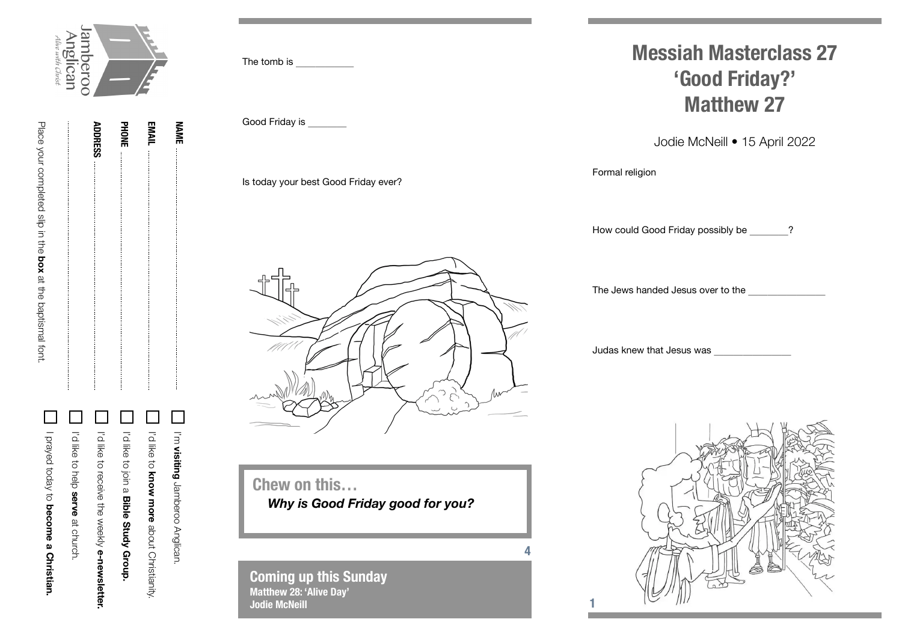# Messiah Masterclass 27
# 'Good Friday?'
# Matthew 27

Jodie McNeill • 15 April 2022

Formal religion

How could Good Friday possibly be _______?

The Jews handed Jesus over to the ______________

Judas knew that Jesus was ______________

The tomb is ___________

Good Friday is _______

Is today your best Good Friday ever?

## Chew on this…

***Why is Good Friday good for you?***

## Coming up this Sunday

**Matthew 28: 'Alive Day'**
**Jodie McNeill**

Jamberoo Anglican
*Alive with Christ*

**NAME** ........................................

**EMAIL** ........................................

**PHONE** ........................................

**ADDRESS** ........................................

........................................

Place your completed slip in the **box** at the baptismal font.

- [ ] I'm **visiting** Jamberoo Anglican.
- [ ] I'd like to **know more** about Christianity.
- [ ] I'd like to join a **Bible Study Group.**
- [ ] I'd like to receive the weekly **e-newsletter.**
- [ ] I'd like to help **serve** at church.
- [ ] I prayed today to **become a Christian.**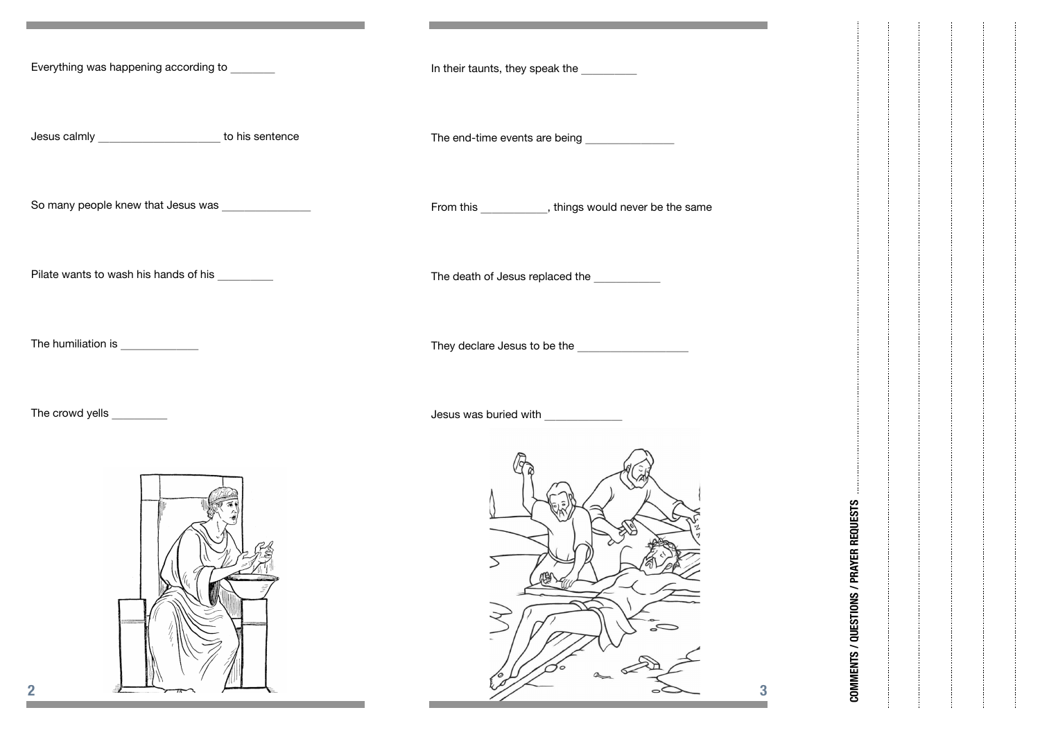Everything was happening according to _______

Jesus calmly ____________________ to his sentence

So many people knew that Jesus was _______________

Pilate wants to wash his hands of his _________

The humiliation is _____________

The crowd yells _________

In their taunts, they speak the _________

The end-time events are being _______________

From this ___________, things would never be the same

The death of Jesus replaced the ___________

They declare Jesus to be the ___________________

Jesus was buried with _____________

COMMENTS / QUESTIONS / PRAYER REQUESTS